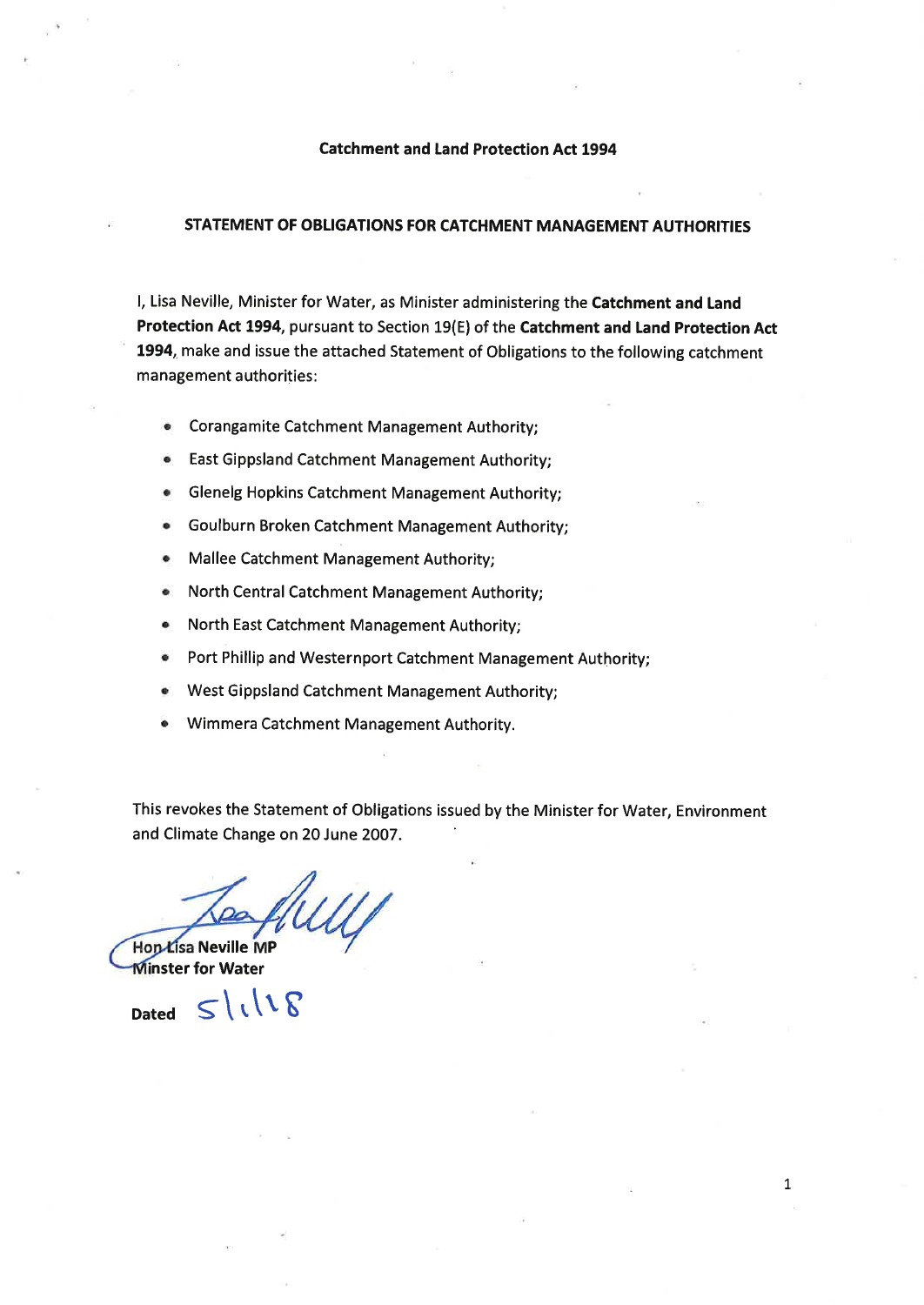**Catchment and Land Protection Act 1994**

**STATEMENT OF OBLIGATIONS FOR CATCHMENT MANAGEMENT AUTHORITIES**

I, Lisa Neville, Minister for Water, as Minister administering the **Catchment and Land Protection Act 1994**, pursuant to Section 19(E) of the **Catchment and Land Protection Act 1994**, make and issue the attached Statement of Obligations to the following catchment management authorities:

- Corangamite Catchment Management Authority;
- East Gippsland Catchment Management Authority;
- Glenelg Hopkins Catchment Management Authority;
- Goulburn Broken Catchment Management Authority;
- Mallee Catchment Management Authority;
- North Central Catchment Management Authority;
- North East Catchment Management Authority;
- Port Phillip and Westernport Catchment Management Authority;
- West Gippsland Catchment Management Authority;
- Wimmera Catchment Management Authority.

This revokes the Statement of Obligations issued by the Minister for Water, Environment and Climate Change on 20 June 2007.

**Hon Lisa Neville MP**
**Minster for Water**

**Dated** 5/1/18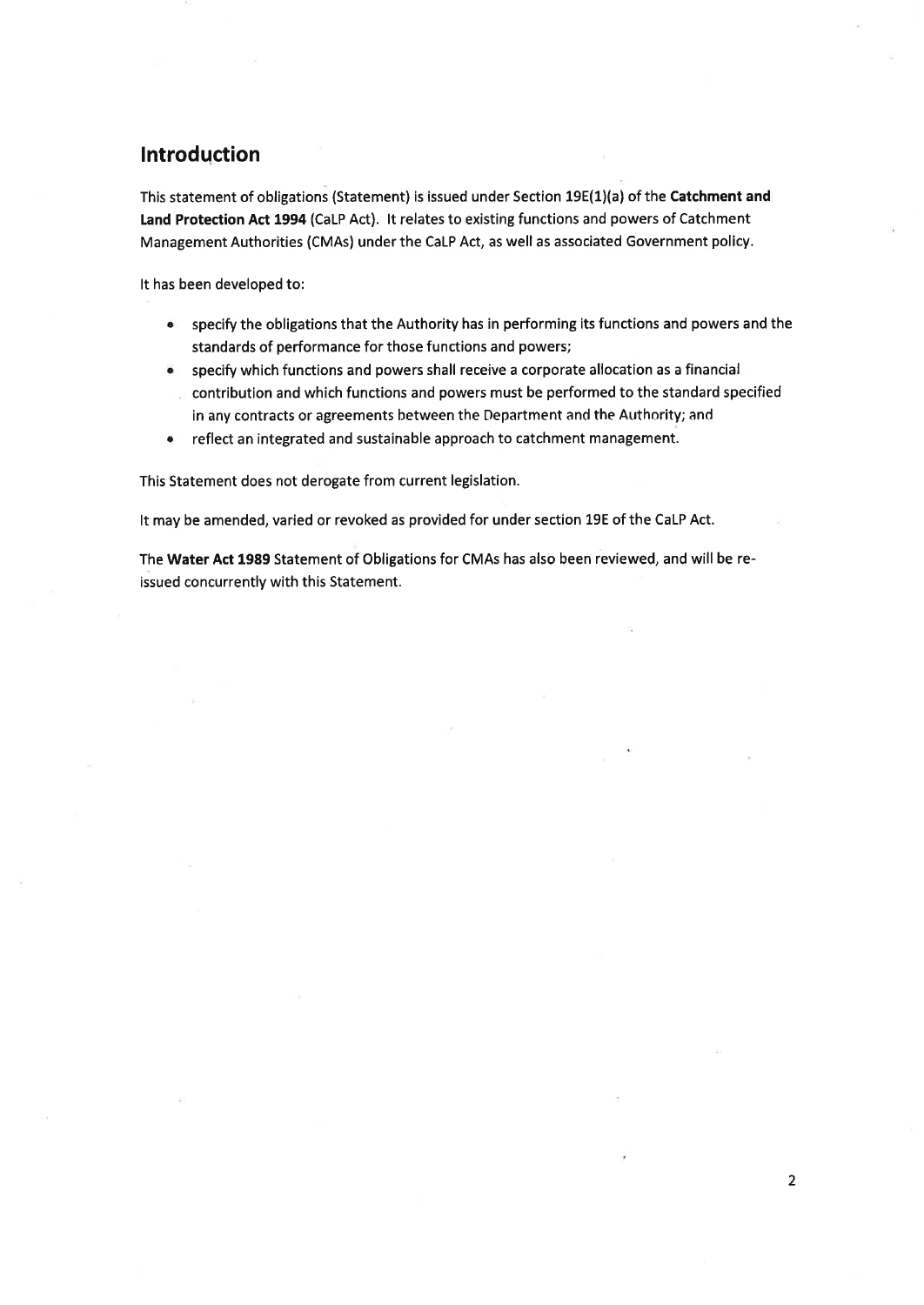## Introduction

This statement of obligations (Statement) is issued under Section 19E(1)(a) of the **Catchment and Land Protection Act 1994** (CaLP Act). It relates to existing functions and powers of Catchment Management Authorities (CMAs) under the CaLP Act, as well as associated Government policy.

It has been developed to:

- specify the obligations that the Authority has in performing its functions and powers and the standards of performance for those functions and powers;
- specify which functions and powers shall receive a corporate allocation as a financial contribution and which functions and powers must be performed to the standard specified in any contracts or agreements between the Department and the Authority; and
- reflect an integrated and sustainable approach to catchment management.

This Statement does not derogate from current legislation.

It may be amended, varied or revoked as provided for under section 19E of the CaLP Act.

The **Water Act 1989** Statement of Obligations for CMAs has also been reviewed, and will be re-issued concurrently with this Statement.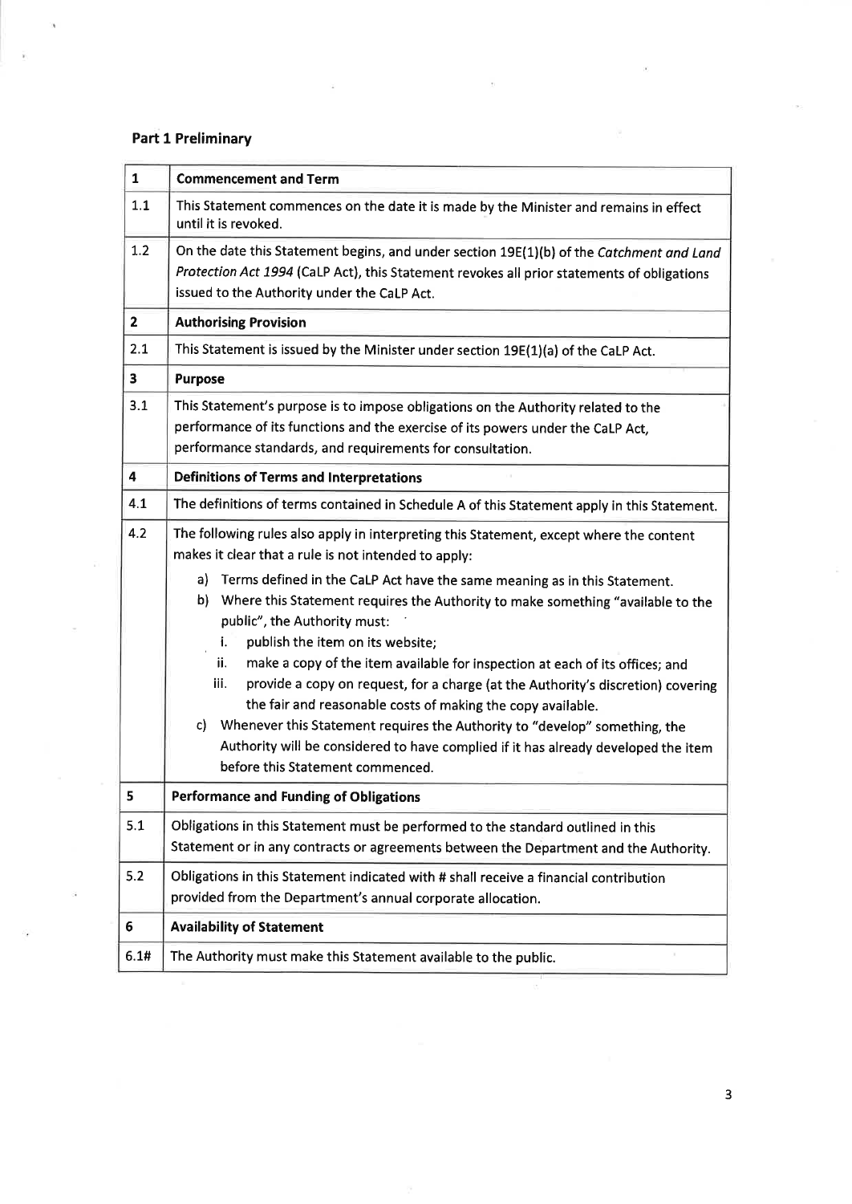## Part 1 Preliminary

| 1 | **Commencement and Term** |
|---|---|
| 1.1 | This Statement commences on the date it is made by the Minister and remains in effect until it is revoked. |
| 1.2 | On the date this Statement begins, and under section 19E(1)(b) of the *Catchment and Land Protection Act 1994* (CaLP Act), this Statement revokes all prior statements of obligations issued to the Authority under the CaLP Act. |
| **2** | **Authorising Provision** |
| 2.1 | This Statement is issued by the Minister under section 19E(1)(a) of the CaLP Act. |
| **3** | **Purpose** |
| 3.1 | This Statement's purpose is to impose obligations on the Authority related to the performance of its functions and the exercise of its powers under the CaLP Act, performance standards, and requirements for consultation. |
| **4** | **Definitions of Terms and Interpretations** |
| 4.1 | The definitions of terms contained in Schedule A of this Statement apply in this Statement. |
| 4.2 | The following rules also apply in interpreting this Statement, except where the content makes it clear that a rule is not intended to apply:<br>a) Terms defined in the CaLP Act have the same meaning as in this Statement.<br>b) Where this Statement requires the Authority to make something "available to the public", the Authority must:<br>i. publish the item on its website;<br>ii. make a copy of the item available for inspection at each of its offices; and<br>iii. provide a copy on request, for a charge (at the Authority's discretion) covering the fair and reasonable costs of making the copy available.<br>c) Whenever this Statement requires the Authority to "develop" something, the Authority will be considered to have complied if it has already developed the item before this Statement commenced. |
| **5** | **Performance and Funding of Obligations** |
| 5.1 | Obligations in this Statement must be performed to the standard outlined in this Statement or in any contracts or agreements between the Department and the Authority. |
| 5.2 | Obligations in this Statement indicated with # shall receive a financial contribution provided from the Department's annual corporate allocation. |
| **6** | **Availability of Statement** |
| 6.1# | The Authority must make this Statement available to the public. |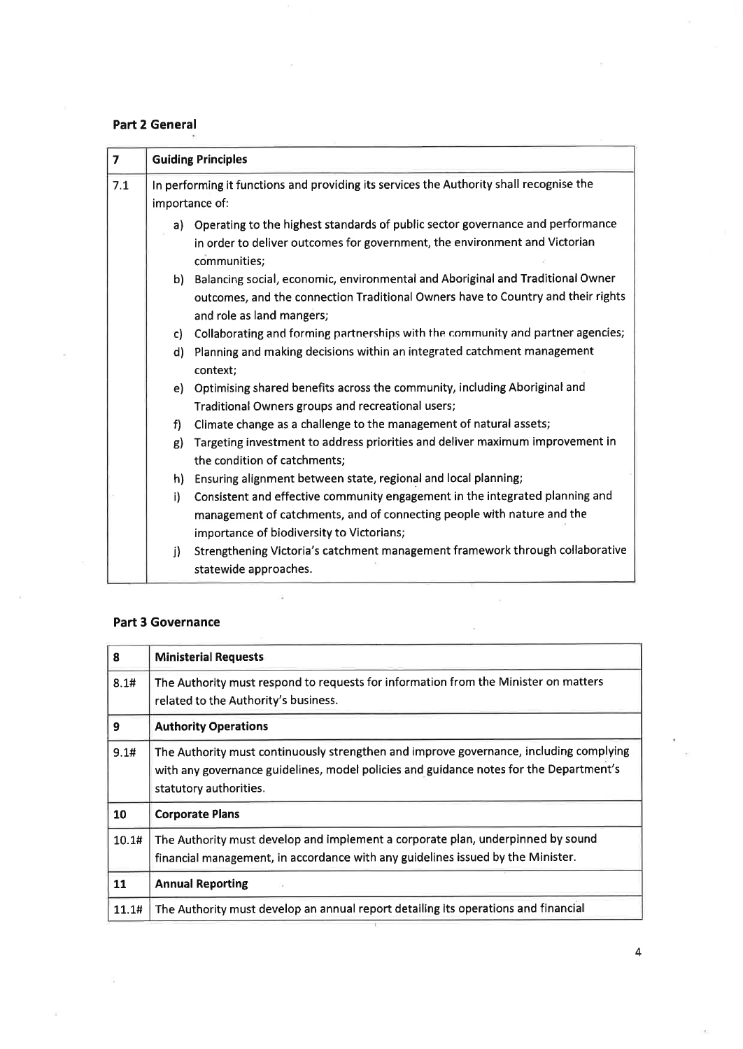## Part 2 General

| 7 | Guiding Principles |
|---|---|
| 7.1 | In performing it functions and providing its services the Authority shall recognise the importance of:<br>a) Operating to the highest standards of public sector governance and performance in order to deliver outcomes for government, the environment and Victorian communities;<br>b) Balancing social, economic, environmental and Aboriginal and Traditional Owner outcomes, and the connection Traditional Owners have to Country and their rights and role as land mangers;<br>c) Collaborating and forming partnerships with the community and partner agencies;<br>d) Planning and making decisions within an integrated catchment management context;<br>e) Optimising shared benefits across the community, including Aboriginal and Traditional Owners groups and recreational users;<br>f) Climate change as a challenge to the management of natural assets;<br>g) Targeting investment to address priorities and deliver maximum improvement in the condition of catchments;<br>h) Ensuring alignment between state, regional and local planning;<br>i) Consistent and effective community engagement in the integrated planning and management of catchments, and of connecting people with nature and the importance of biodiversity to Victorians;<br>j) Strengthening Victoria's catchment management framework through collaborative statewide approaches. |

## Part 3 Governance

| 8 | Ministerial Requests |
|---|---|
| 8.1# | The Authority must respond to requests for information from the Minister on matters related to the Authority's business. |
| **9** | **Authority Operations** |
| 9.1# | The Authority must continuously strengthen and improve governance, including complying with any governance guidelines, model policies and guidance notes for the Department's statutory authorities. |
| **10** | **Corporate Plans** |
| 10.1# | The Authority must develop and implement a corporate plan, underpinned by sound financial management, in accordance with any guidelines issued by the Minister. |
| **11** | **Annual Reporting** |
| 11.1# | The Authority must develop an annual report detailing its operations and financial |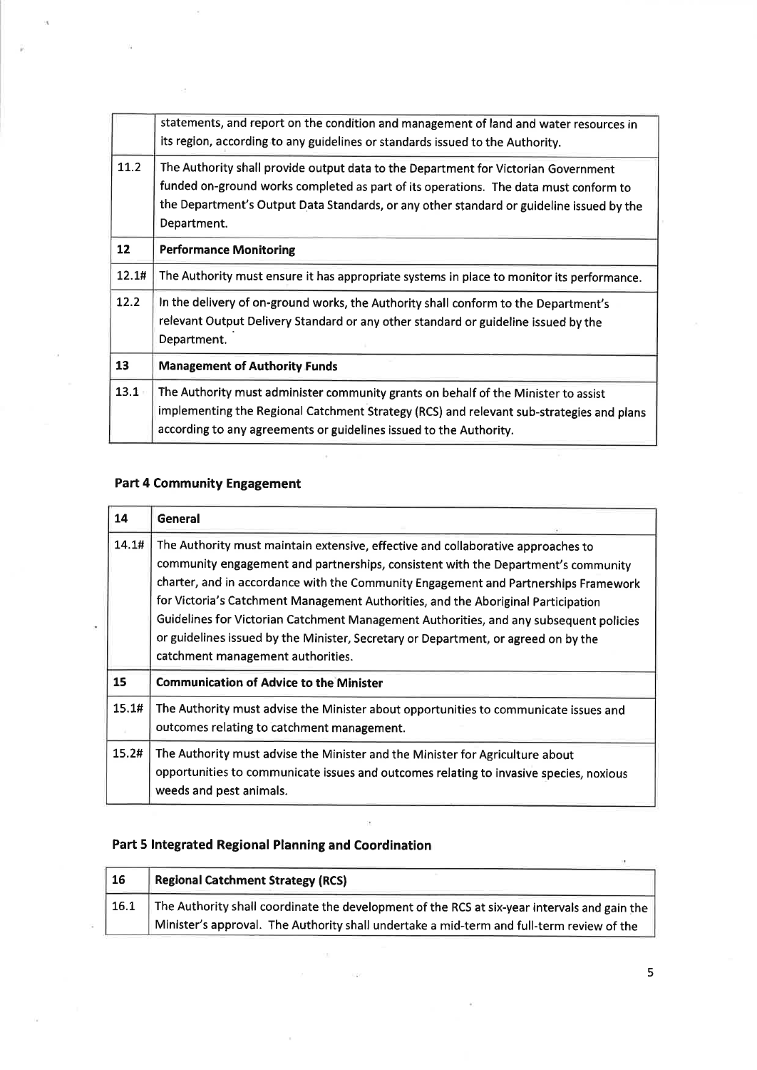| | |
|---|---|
| | statements, and report on the condition and management of land and water resources in its region, according to any guidelines or standards issued to the Authority. |
| 11.2 | The Authority shall provide output data to the Department for Victorian Government funded on-ground works completed as part of its operations. The data must conform to the Department's Output Data Standards, or any other standard or guideline issued by the Department. |
| **12** | **Performance Monitoring** |
| 12.1# | The Authority must ensure it has appropriate systems in place to monitor its performance. |
| 12.2 | In the delivery of on-ground works, the Authority shall conform to the Department's relevant Output Delivery Standard or any other standard or guideline issued by the Department. |
| **13** | **Management of Authority Funds** |
| 13.1 | The Authority must administer community grants on behalf of the Minister to assist implementing the Regional Catchment Strategy (RCS) and relevant sub-strategies and plans according to any agreements or guidelines issued to the Authority. |

### Part 4 Community Engagement

| **14** | **General** |
|---|---|
| 14.1# | The Authority must maintain extensive, effective and collaborative approaches to community engagement and partnerships, consistent with the Department's community charter, and in accordance with the Community Engagement and Partnerships Framework for Victoria's Catchment Management Authorities, and the Aboriginal Participation Guidelines for Victorian Catchment Management Authorities, and any subsequent policies or guidelines issued by the Minister, Secretary or Department, or agreed on by the catchment management authorities. |
| **15** | **Communication of Advice to the Minister** |
| 15.1# | The Authority must advise the Minister about opportunities to communicate issues and outcomes relating to catchment management. |
| 15.2# | The Authority must advise the Minister and the Minister for Agriculture about opportunities to communicate issues and outcomes relating to invasive species, noxious weeds and pest animals. |

### Part 5 Integrated Regional Planning and Coordination

| **16** | **Regional Catchment Strategy (RCS)** |
|---|---|
| 16.1 | The Authority shall coordinate the development of the RCS at six-year intervals and gain the Minister's approval. The Authority shall undertake a mid-term and full-term review of the |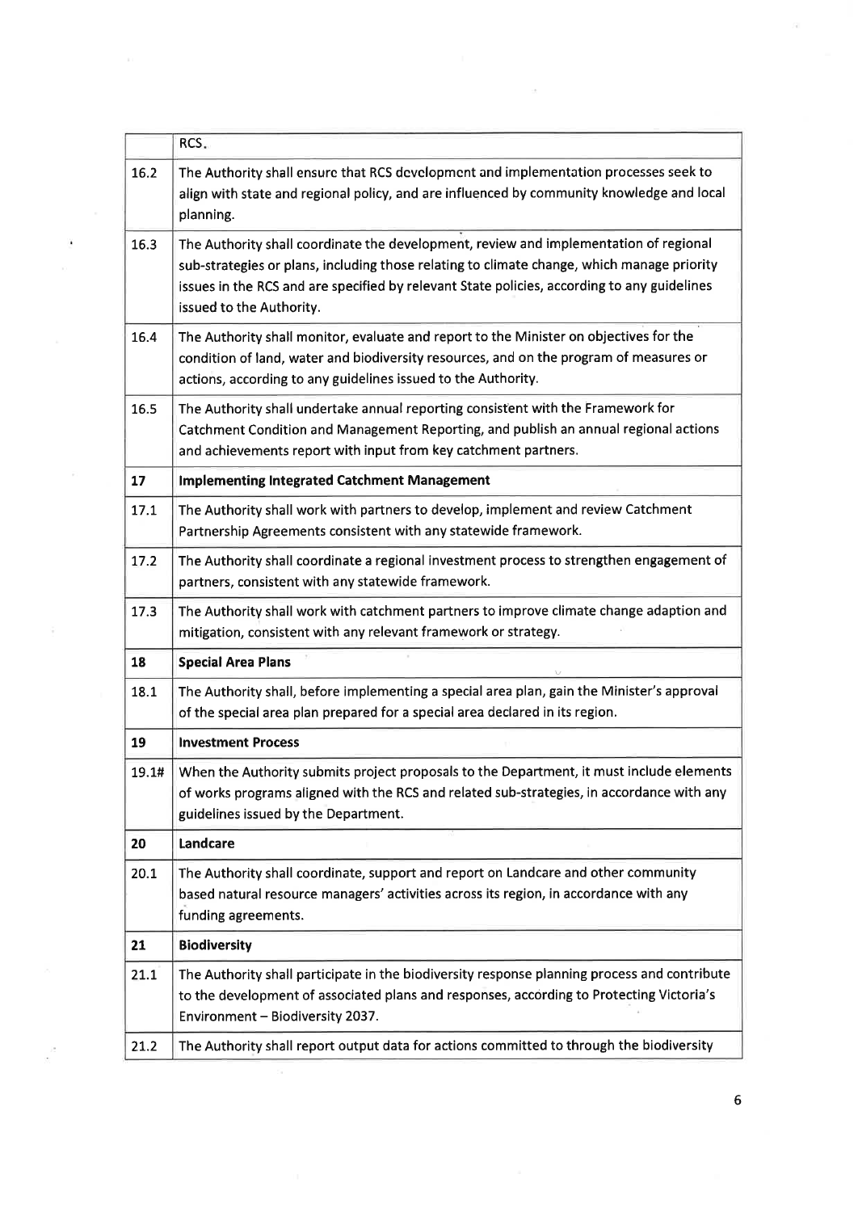| | RCS. |
|---|---|
| 16.2 | The Authority shall ensure that RCS development and implementation processes seek to align with state and regional policy, and are influenced by community knowledge and local planning. |
| 16.3 | The Authority shall coordinate the development, review and implementation of regional sub-strategies or plans, including those relating to climate change, which manage priority issues in the RCS and are specified by relevant State policies, according to any guidelines issued to the Authority. |
| 16.4 | The Authority shall monitor, evaluate and report to the Minister on objectives for the condition of land, water and biodiversity resources, and on the program of measures or actions, according to any guidelines issued to the Authority. |
| 16.5 | The Authority shall undertake annual reporting consistent with the Framework for Catchment Condition and Management Reporting, and publish an annual regional actions and achievements report with input from key catchment partners. |
| **17** | **Implementing Integrated Catchment Management** |
| 17.1 | The Authority shall work with partners to develop, implement and review Catchment Partnership Agreements consistent with any statewide framework. |
| 17.2 | The Authority shall coordinate a regional investment process to strengthen engagement of partners, consistent with any statewide framework. |
| 17.3 | The Authority shall work with catchment partners to improve climate change adaption and mitigation, consistent with any relevant framework or strategy. |
| **18** | **Special Area Plans** |
| 18.1 | The Authority shall, before implementing a special area plan, gain the Minister's approval of the special area plan prepared for a special area declared in its region. |
| **19** | **Investment Process** |
| 19.1# | When the Authority submits project proposals to the Department, it must include elements of works programs aligned with the RCS and related sub-strategies, in accordance with any guidelines issued by the Department. |
| **20** | **Landcare** |
| 20.1 | The Authority shall coordinate, support and report on Landcare and other community based natural resource managers' activities across its region, in accordance with any funding agreements. |
| **21** | **Biodiversity** |
| 21.1 | The Authority shall participate in the biodiversity response planning process and contribute to the development of associated plans and responses, according to Protecting Victoria's Environment – Biodiversity 2037. |
| 21.2 | The Authority shall report output data for actions committed to through the biodiversity |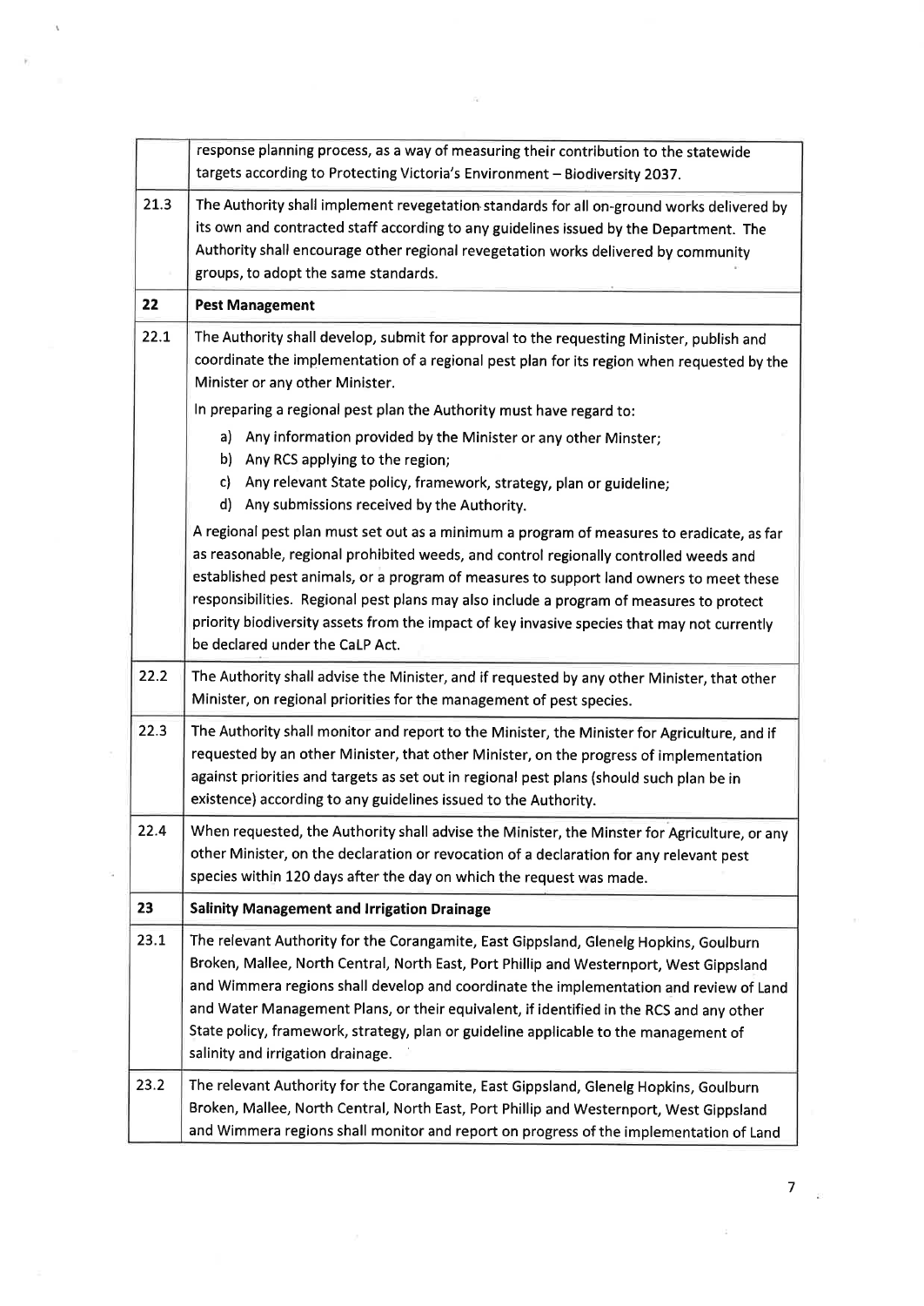| | |
|---|---|
| | response planning process, as a way of measuring their contribution to the statewide targets according to Protecting Victoria's Environment – Biodiversity 2037. |
| 21.3 | The Authority shall implement revegetation standards for all on-ground works delivered by its own and contracted staff according to any guidelines issued by the Department. The Authority shall encourage other regional revegetation works delivered by community groups, to adopt the same standards. |
| **22** | **Pest Management** |
| 22.1 | The Authority shall develop, submit for approval to the requesting Minister, publish and coordinate the implementation of a regional pest plan for its region when requested by the Minister or any other Minister.<br><br>In preparing a regional pest plan the Authority must have regard to:<br>a) Any information provided by the Minister or any other Minster;<br>b) Any RCS applying to the region;<br>c) Any relevant State policy, framework, strategy, plan or guideline;<br>d) Any submissions received by the Authority.<br><br>A regional pest plan must set out as a minimum a program of measures to eradicate, as far as reasonable, regional prohibited weeds, and control regionally controlled weeds and established pest animals, or a program of measures to support land owners to meet these responsibilities. Regional pest plans may also include a program of measures to protect priority biodiversity assets from the impact of key invasive species that may not currently be declared under the CaLP Act. |
| 22.2 | The Authority shall advise the Minister, and if requested by any other Minister, that other Minister, on regional priorities for the management of pest species. |
| 22.3 | The Authority shall monitor and report to the Minister, the Minister for Agriculture, and if requested by an other Minister, that other Minister, on the progress of implementation against priorities and targets as set out in regional pest plans (should such plan be in existence) according to any guidelines issued to the Authority. |
| 22.4 | When requested, the Authority shall advise the Minister, the Minster for Agriculture, or any other Minister, on the declaration or revocation of a declaration for any relevant pest species within 120 days after the day on which the request was made. |
| **23** | **Salinity Management and Irrigation Drainage** |
| 23.1 | The relevant Authority for the Corangamite, East Gippsland, Glenelg Hopkins, Goulburn Broken, Mallee, North Central, North East, Port Phillip and Westernport, West Gippsland and Wimmera regions shall develop and coordinate the implementation and review of Land and Water Management Plans, or their equivalent, if identified in the RCS and any other State policy, framework, strategy, plan or guideline applicable to the management of salinity and irrigation drainage. |
| 23.2 | The relevant Authority for the Corangamite, East Gippsland, Glenelg Hopkins, Goulburn Broken, Mallee, North Central, North East, Port Phillip and Westernport, West Gippsland and Wimmera regions shall monitor and report on progress of the implementation of Land |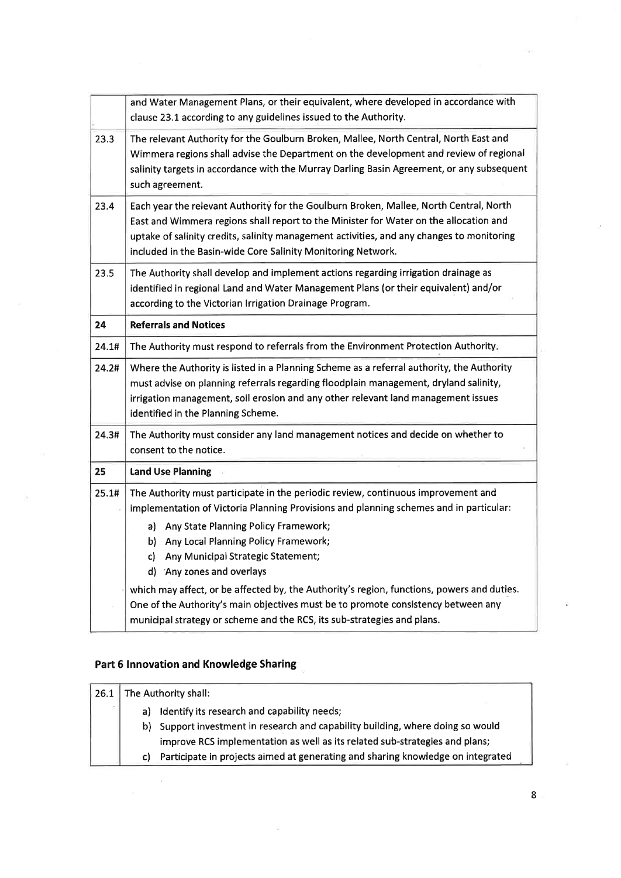|  | and Water Management Plans, or their equivalent, where developed in accordance with clause 23.1 according to any guidelines issued to the Authority. |
|---|---|
| 23.3 | The relevant Authority for the Goulburn Broken, Mallee, North Central, North East and Wimmera regions shall advise the Department on the development and review of regional salinity targets in accordance with the Murray Darling Basin Agreement, or any subsequent such agreement. |
| 23.4 | Each year the relevant Authority for the Goulburn Broken, Mallee, North Central, North East and Wimmera regions shall report to the Minister for Water on the allocation and uptake of salinity credits, salinity management activities, and any changes to monitoring included in the Basin-wide Core Salinity Monitoring Network. |
| 23.5 | The Authority shall develop and implement actions regarding irrigation drainage as identified in regional Land and Water Management Plans (or their equivalent) and/or according to the Victorian Irrigation Drainage Program. |
| **24** | **Referrals and Notices** |
| 24.1# | The Authority must respond to referrals from the Environment Protection Authority. |
| 24.2# | Where the Authority is listed in a Planning Scheme as a referral authority, the Authority must advise on planning referrals regarding floodplain management, dryland salinity, irrigation management, soil erosion and any other relevant land management issues identified in the Planning Scheme. |
| 24.3# | The Authority must consider any land management notices and decide on whether to consent to the notice. |
| **25** | **Land Use Planning** |
| 25.1# | The Authority must participate in the periodic review, continuous improvement and implementation of Victoria Planning Provisions and planning schemes and in particular: a) Any State Planning Policy Framework; b) Any Local Planning Policy Framework; c) Any Municipal Strategic Statement; d) Any zones and overlays which may affect, or be affected by, the Authority's region, functions, powers and duties. One of the Authority's main objectives must be to promote consistency between any municipal strategy or scheme and the RCS, its sub-strategies and plans. |

## Part 6 Innovation and Knowledge Sharing

| 26.1 | The Authority shall: a) Identify its research and capability needs; b) Support investment in research and capability building, where doing so would improve RCS implementation as well as its related sub-strategies and plans; c) Participate in projects aimed at generating and sharing knowledge on integrated |
|---|---|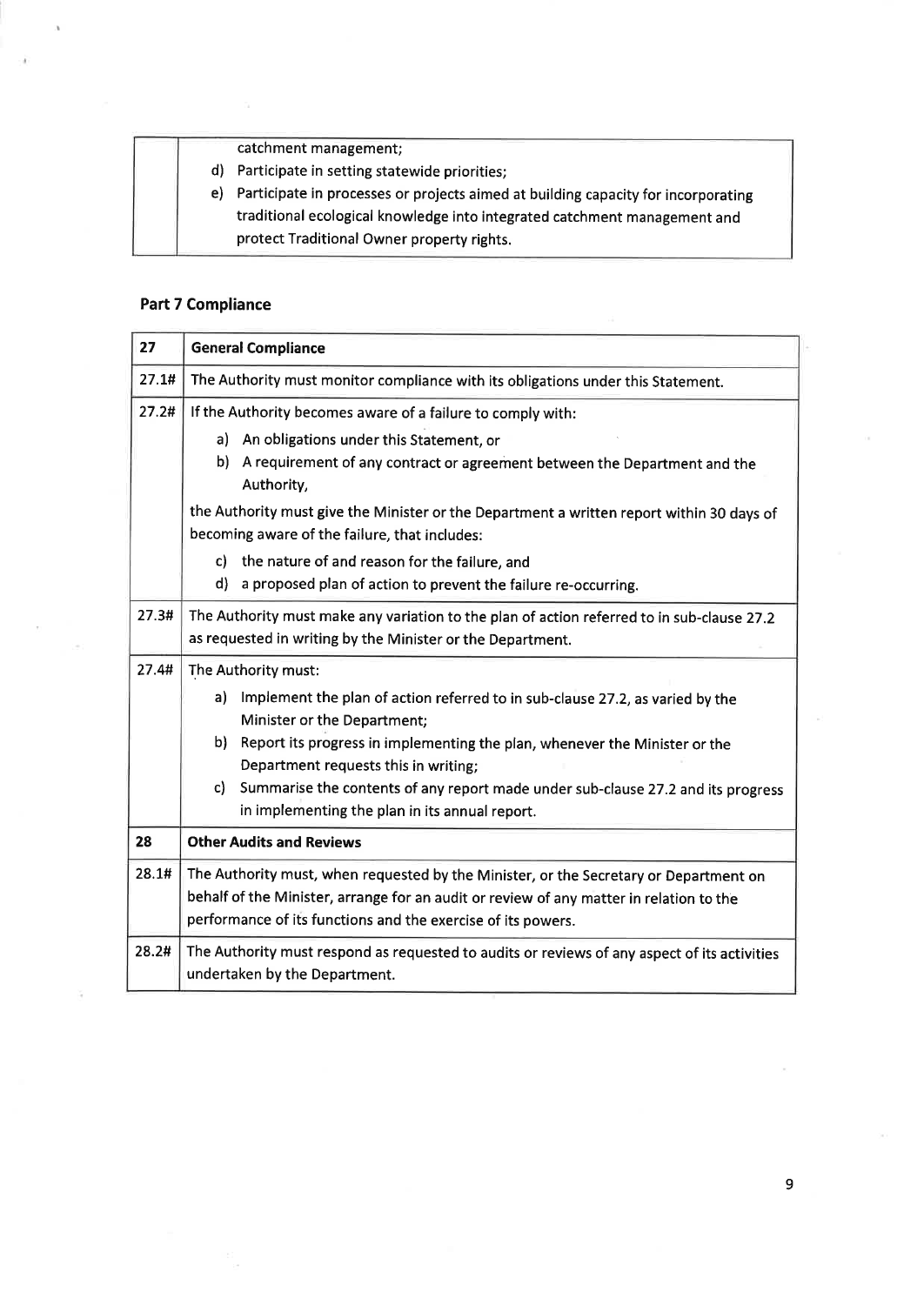| | catchment management;<br>d) Participate in setting statewide priorities;<br>e) Participate in processes or projects aimed at building capacity for incorporating traditional ecological knowledge into integrated catchment management and protect Traditional Owner property rights. |
|---|---|

## Part 7 Compliance

| 27 | **General Compliance** |
|---|---|
| 27.1# | The Authority must monitor compliance with its obligations under this Statement. |
| 27.2# | If the Authority becomes aware of a failure to comply with:<br>a) An obligations under this Statement, or<br>b) A requirement of any contract or agreement between the Department and the Authority,<br>the Authority must give the Minister or the Department a written report within 30 days of becoming aware of the failure, that includes:<br>c) the nature of and reason for the failure, and<br>d) a proposed plan of action to prevent the failure re-occurring. |
| 27.3# | The Authority must make any variation to the plan of action referred to in sub-clause 27.2 as requested in writing by the Minister or the Department. |
| 27.4# | The Authority must:<br>a) Implement the plan of action referred to in sub-clause 27.2, as varied by the Minister or the Department;<br>b) Report its progress in implementing the plan, whenever the Minister or the Department requests this in writing;<br>c) Summarise the contents of any report made under sub-clause 27.2 and its progress in implementing the plan in its annual report. |
| **28** | **Other Audits and Reviews** |
| 28.1# | The Authority must, when requested by the Minister, or the Secretary or Department on behalf of the Minister, arrange for an audit or review of any matter in relation to the performance of its functions and the exercise of its powers. |
| 28.2# | The Authority must respond as requested to audits or reviews of any aspect of its activities undertaken by the Department. |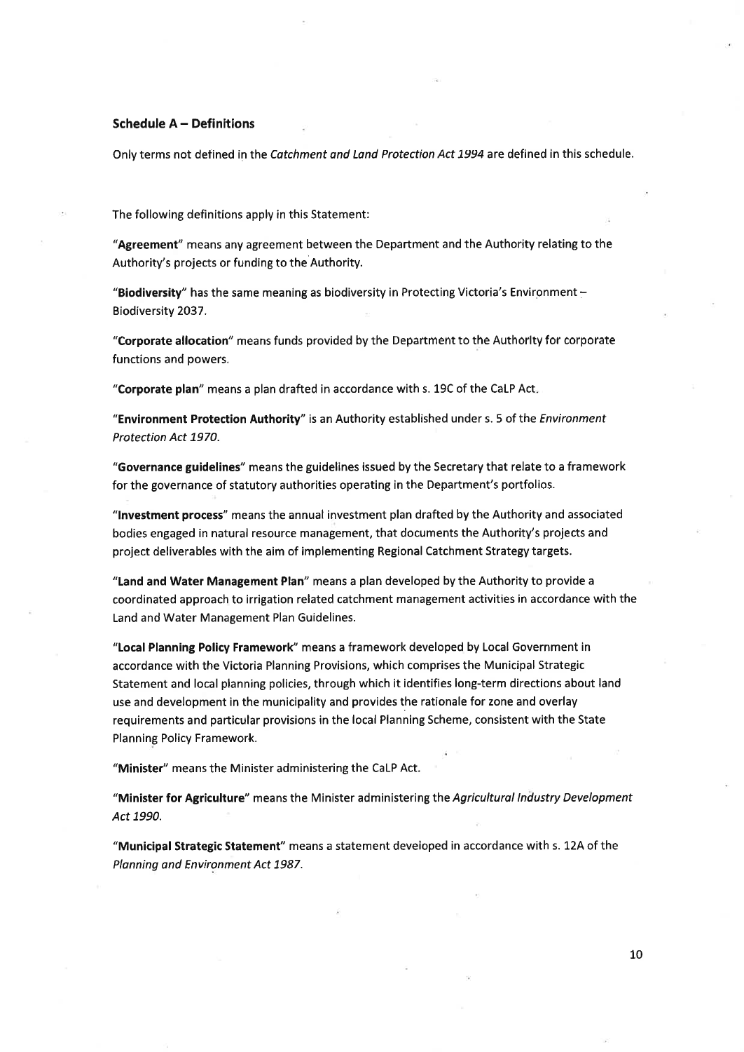### Schedule A – Definitions

Only terms not defined in the *Catchment and Land Protection Act 1994* are defined in this schedule.

The following definitions apply in this Statement:

"**Agreement**" means any agreement between the Department and the Authority relating to the Authority's projects or funding to the Authority.

"**Biodiversity**" has the same meaning as biodiversity in Protecting Victoria's Environment – Biodiversity 2037.

"**Corporate allocation**" means funds provided by the Department to the Authority for corporate functions and powers.

"**Corporate plan**" means a plan drafted in accordance with s. 19C of the CaLP Act.

"**Environment Protection Authority**" is an Authority established under s. 5 of the *Environment Protection Act 1970*.

"**Governance guidelines**" means the guidelines issued by the Secretary that relate to a framework for the governance of statutory authorities operating in the Department's portfolios.

"**Investment process**" means the annual investment plan drafted by the Authority and associated bodies engaged in natural resource management, that documents the Authority's projects and project deliverables with the aim of implementing Regional Catchment Strategy targets.

"**Land and Water Management Plan**" means a plan developed by the Authority to provide a coordinated approach to irrigation related catchment management activities in accordance with the Land and Water Management Plan Guidelines.

"**Local Planning Policy Framework**" means a framework developed by Local Government in accordance with the Victoria Planning Provisions, which comprises the Municipal Strategic Statement and local planning policies, through which it identifies long-term directions about land use and development in the municipality and provides the rationale for zone and overlay requirements and particular provisions in the local Planning Scheme, consistent with the State Planning Policy Framework.

"**Minister**" means the Minister administering the CaLP Act.

"**Minister for Agriculture**" means the Minister administering the *Agricultural Industry Development Act 1990*.

"**Municipal Strategic Statement**" means a statement developed in accordance with s. 12A of the *Planning and Environment Act 1987*.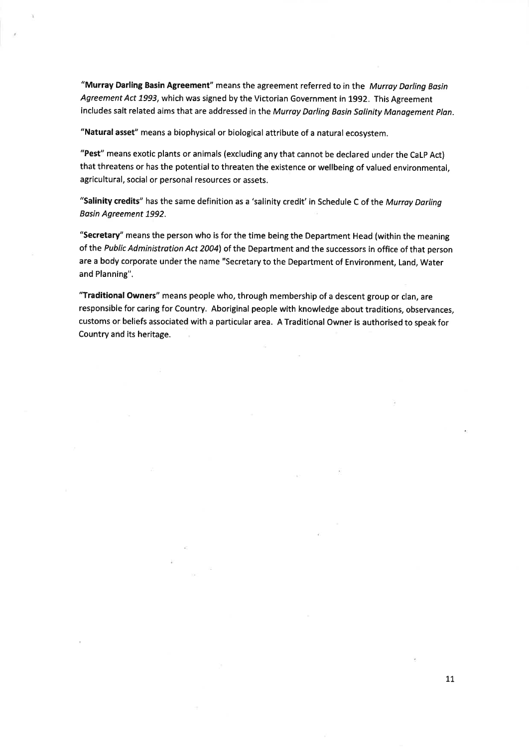**"Murray Darling Basin Agreement"** means the agreement referred to in the *Murray Darling Basin Agreement Act 1993*, which was signed by the Victorian Government in 1992. This Agreement includes salt related aims that are addressed in the *Murray Darling Basin Salinity Management Plan*.

**"Natural asset"** means a biophysical or biological attribute of a natural ecosystem.

**"Pest"** means exotic plants or animals (excluding any that cannot be declared under the CaLP Act) that threatens or has the potential to threaten the existence or wellbeing of valued environmental, agricultural, social or personal resources or assets.

**"Salinity credits"** has the same definition as a 'salinity credit' in Schedule C of the *Murray Darling Basin Agreement 1992*.

**"Secretary"** means the person who is for the time being the Department Head (within the meaning of the *Public Administration Act 2004*) of the Department and the successors in office of that person are a body corporate under the name "Secretary to the Department of Environment, Land, Water and Planning".

**"Traditional Owners"** means people who, through membership of a descent group or clan, are responsible for caring for Country. Aboriginal people with knowledge about traditions, observances, customs or beliefs associated with a particular area. A Traditional Owner is authorised to speak for Country and its heritage.